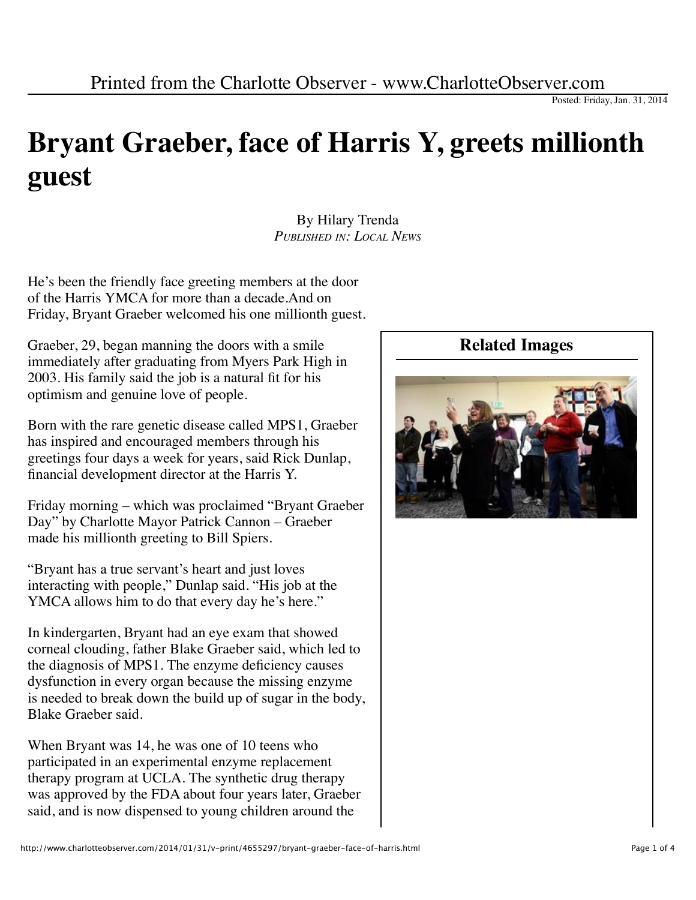Printed from the Charlotte Observer - www.CharlotteObserver.com

Posted: Friday, Jan. 31, 2014

# Bryant Graeber, face of Harris Y, greets millionth guest

By Hilary Trenda
*Published in: Local News*

He's been the friendly face greeting members at the door of the Harris YMCA for more than a decade.And on Friday, Bryant Graeber welcomed his one millionth guest.

Graeber, 29, began manning the doors with a smile immediately after graduating from Myers Park High in 2003. His family said the job is a natural fit for his optimism and genuine love of people.

Born with the rare genetic disease called MPS1, Graeber has inspired and encouraged members through his greetings four days a week for years, said Rick Dunlap, financial development director at the Harris Y.

Friday morning – which was proclaimed "Bryant Graeber Day" by Charlotte Mayor Patrick Cannon – Graeber made his millionth greeting to Bill Spiers.

"Bryant has a true servant's heart and just loves interacting with people," Dunlap said. "His job at the YMCA allows him to do that every day he's here."

In kindergarten, Bryant had an eye exam that showed corneal clouding, father Blake Graeber said, which led to the diagnosis of MPS1. The enzyme deficiency causes dysfunction in every organ because the missing enzyme is needed to break down the build up of sugar in the body, Blake Graeber said.

When Bryant was 14, he was one of 10 teens who participated in an experimental enzyme replacement therapy program at UCLA. The synthetic drug therapy was approved by the FDA about four years later, Graeber said, and is now dispensed to young children around the

**Related Images**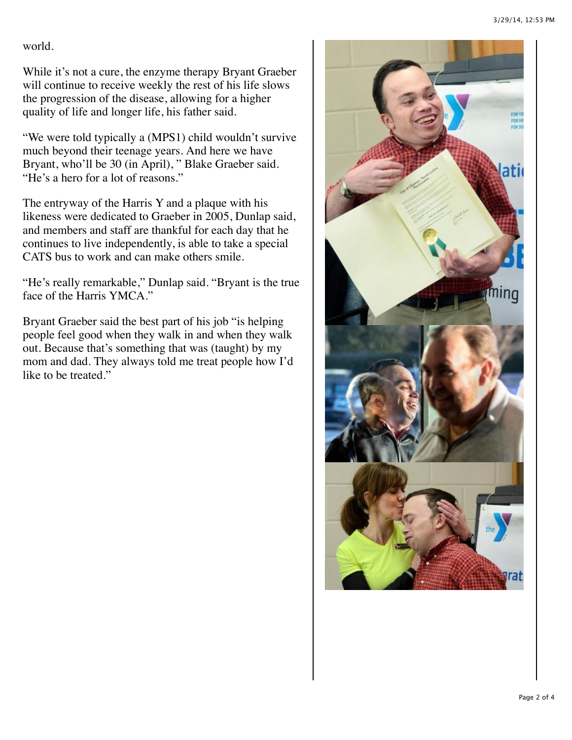world.

While it's not a cure, the enzyme therapy Bryant Graeber will continue to receive weekly the rest of his life slows the progression of the disease, allowing for a higher quality of life and longer life, his father said.

"We were told typically a (MPS1) child wouldn't survive much beyond their teenage years. And here we have Bryant, who'll be 30 (in April), " Blake Graeber said. "He's a hero for a lot of reasons."

The entryway of the Harris Y and a plaque with his likeness were dedicated to Graeber in 2005, Dunlap said, and members and staff are thankful for each day that he continues to live independently, is able to take a special CATS bus to work and can make others smile.

"He's really remarkable," Dunlap said. "Bryant is the true face of the Harris YMCA."

Bryant Graeber said the best part of his job "is helping people feel good when they walk in and when they walk out. Because that's something that was (taught) by my mom and dad. They always told me treat people how I'd like to be treated."